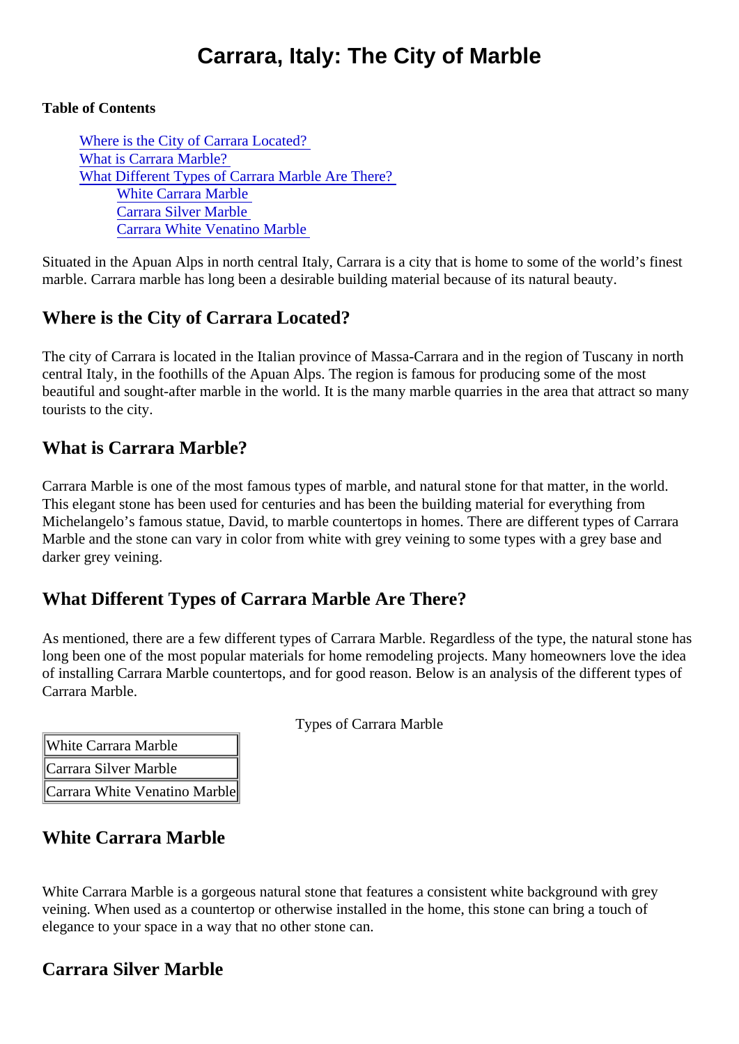# Carrara, Italy: The City of Marble

**Table of Contents**

- Where is the City of Carrara Located?
- What is Carrara Marble?
- What Different Types of Carrara Marble Are There?
  - White Carrara Marble
  - Carrara Silver Marble
  - Carrara White Venatino Marble

Situated in the Apuan Alps in north central Italy, Carrara is a city that is home to some of the world's finest marble. Carrara marble has long been a desirable building material because of its natural beauty.

## Where is the City of Carrara Located?

The city of Carrara is located in the Italian province of Massa-Carrara and in the region of Tuscany in north central Italy, in the foothills of the Apuan Alps. The region is famous for producing some of the most beautiful and sought-after marble in the world. It is the many marble quarries in the area that attract so many tourists to the city.

## What is Carrara Marble?

Carrara Marble is one of the most famous types of marble, and natural stone for that matter, in the world. This elegant stone has been used for centuries and has been the building material for everything from Michelangelo's famous statue, David, to marble countertops in homes. There are different types of Carrara Marble and the stone can vary in color from white with grey veining to some types with a grey base and darker grey veining.

## What Different Types of Carrara Marble Are There?

As mentioned, there are a few different types of Carrara Marble. Regardless of the type, the natural stone has long been one of the most popular materials for home remodeling projects. Many homeowners love the idea of installing Carrara Marble countertops, and for good reason. Below is an analysis of the different types of Carrara Marble.

Types of Carrara Marble

| White Carrara Marble |
|---|
| Carrara Silver Marble |
| Carrara White Venatino Marble |

## White Carrara Marble

White Carrara Marble is a gorgeous natural stone that features a consistent white background with grey veining. When used as a countertop or otherwise installed in the home, this stone can bring a touch of elegance to your space in a way that no other stone can.

## Carrara Silver Marble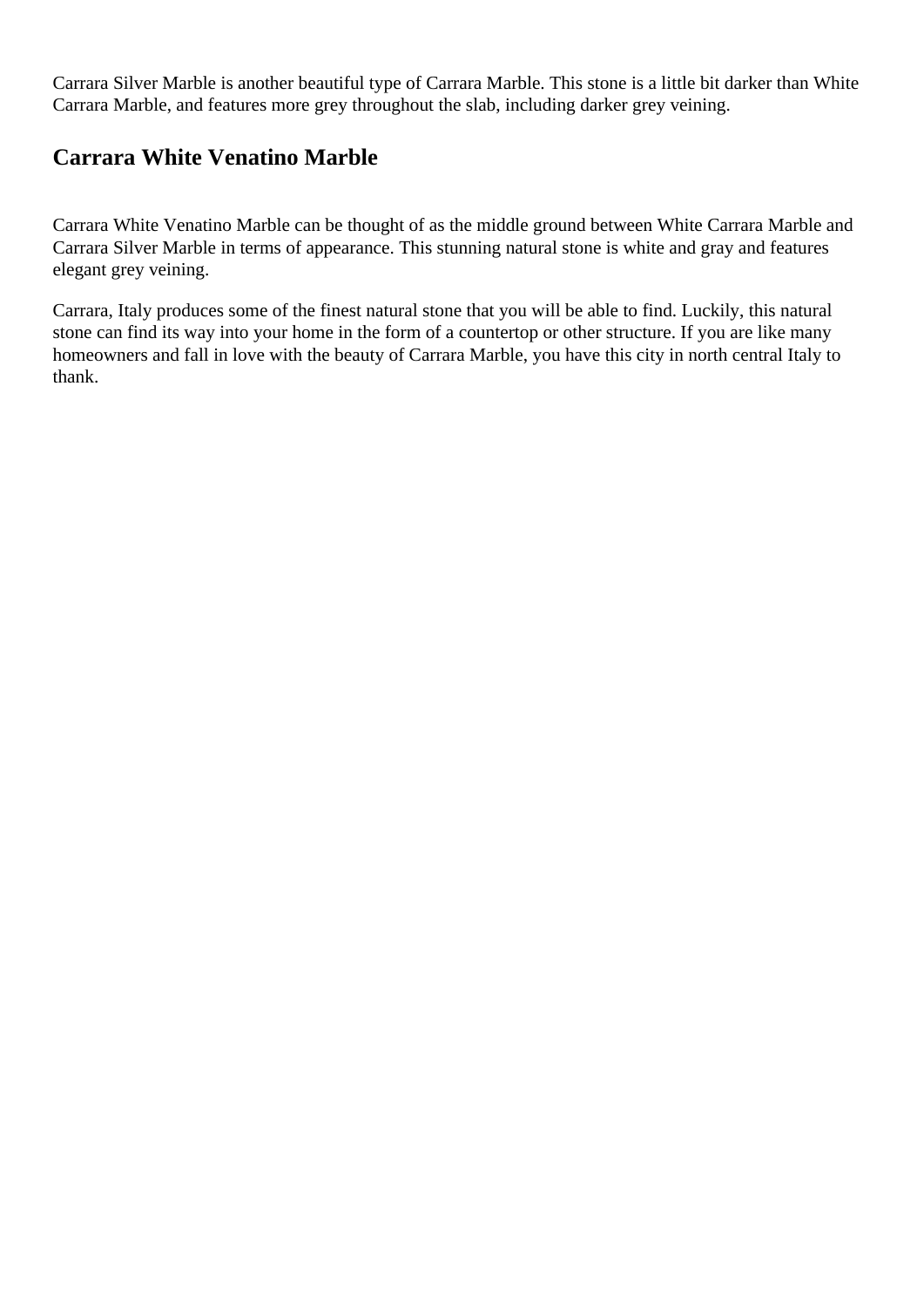Carrara Silver Marble is another beautiful type of Carrara Marble. This stone is a little bit darker than White Carrara Marble, and features more grey throughout the slab, including darker grey veining.

## Carrara White Venatino Marble

Carrara White Venatino Marble can be thought of as the middle ground between White Carrara Marble and Carrara Silver Marble in terms of appearance. This stunning natural stone is white and gray and features elegant grey veining.

Carrara, Italy produces some of the finest natural stone that you will be able to find. Luckily, this natural stone can find its way into your home in the form of a countertop or other structure. If you are like many homeowners and fall in love with the beauty of Carrara Marble, you have this city in north central Italy to thank.